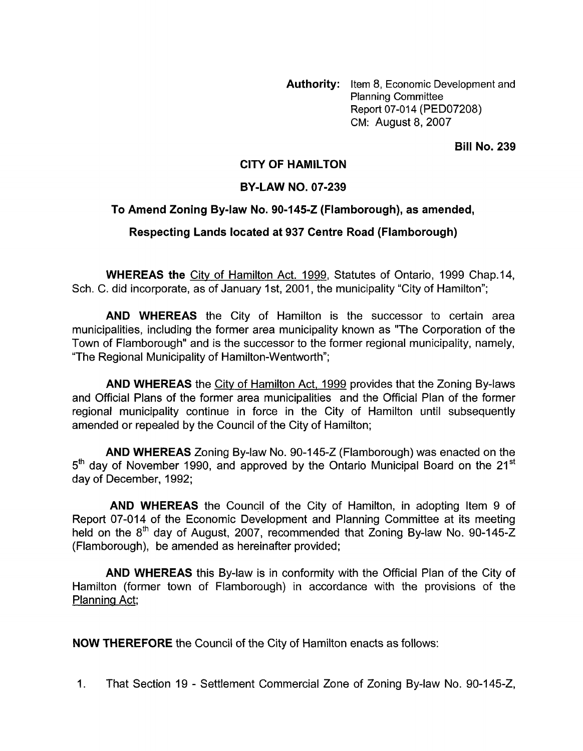**Authority:** Item 8, Economic Development and Planning Committee Report 07-014 (PED07208) CM: August 8, 2007

**Bill No. 239**

**CITY OF HAMILTON**

**BY-LAW NO. 07-239**

**To Amend Zoning By-law No. 90-145-Z (Flamborough), as amended,**

**Respecting Lands located at 937 Centre Road (Flamborough)**

**WHEREAS the** City of Hamilton Act. 1999, Statutes of Ontario, 1999 Chap.14, Sch. C. did incorporate, as of January 1st, 2001, the municipality "City of Hamilton";

**AND WHEREAS** the City of Hamilton is the successor to certain area municipalities, including the former area municipality known as "The Corporation of the Town of Flamborough" and is the successor to the former regional municipality, namely, "The Regional Municipality of Hamilton-Wentworth";

**AND WHEREAS** the City of Hamilton Act, 1999 provides that the Zoning By-laws and Official Plans of the former area municipalities and the Official Plan of the former regional municipality continue in force in the City of Hamilton until subsequently amended or repealed by the Council of the City of Hamilton;

**AND WHEREAS** Zoning By-law No. 90-145-Z (Flamborough) was enacted on the 5th day of November 1990, and approved by the Ontario Municipal Board on the 21st day of December, 1992;

**AND WHEREAS** the Council of the City of Hamilton, in adopting Item 9 of Report 07-014 of the Economic Development and Planning Committee at its meeting held on the 8th day of August, 2007, recommended that Zoning By-law No. 90-145-Z (Flamborough), be amended as hereinafter provided;

**AND WHEREAS** this By-law is in conformity with the Official Plan of the City of Hamilton (former town of Flamborough) in accordance with the provisions of the Planning Act;

**NOW THEREFORE** the Council of the City of Hamilton enacts as follows:

1. That Section 19 - Settlement Commercial Zone of Zoning By-law No. 90-145-Z,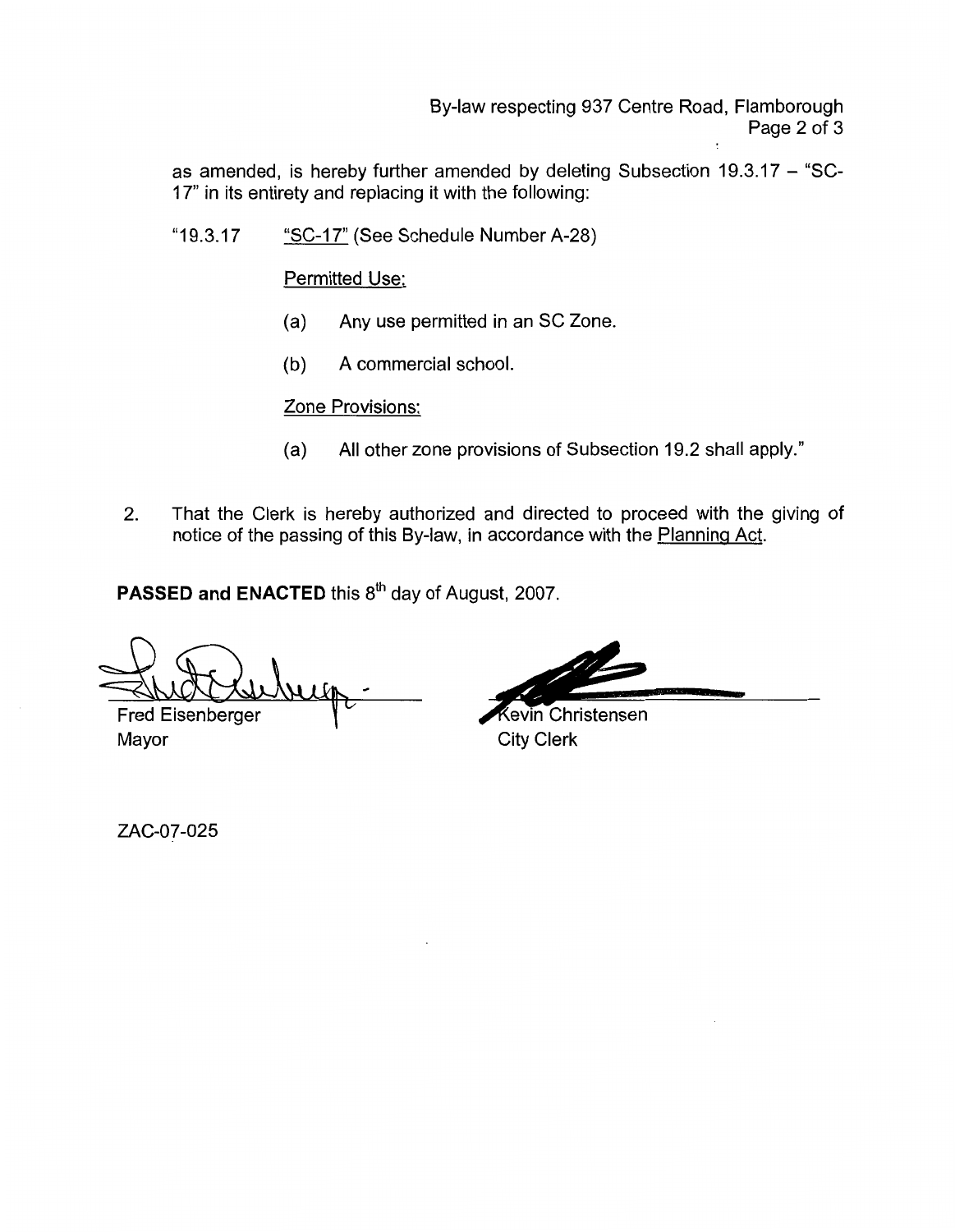as amended, is hereby further amended by deleting Subsection 19.3.17 – "SC-17" in its entirety and replacing it with the following:

"19.3.17 "SC-17" (See Schedule Number A-28)

Permitted Use:

(a) Any use permitted in an SC Zone.

(b) A commercial school.

Zone Provisions:

(a) All other zone provisions of Subsection 19.2 shall apply."

2. That the Clerk is hereby authorized and directed to proceed with the giving of notice of the passing of this By-law, in accordance with the Planning Act.

**PASSED and ENACTED** this 8th day of August, 2007.

Fred Eisenberger
Mayor

Kevin Christensen
City Clerk

ZAC-07-025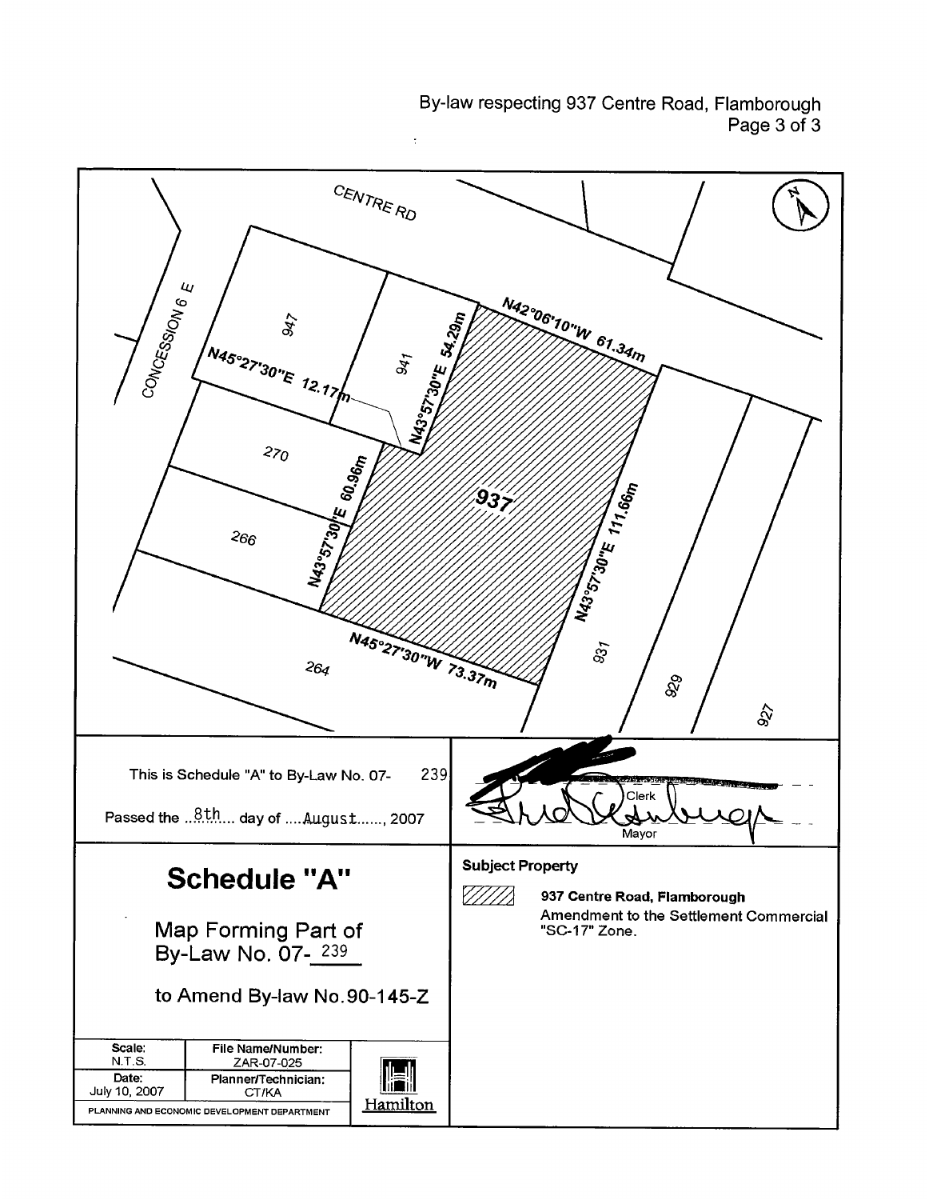By-law respecting 937 Centre Road, Flamborough

CENTRE RD

CONCESSION 6 E

947

941

270

266

264

937

931

929

927

N42°06'10"W 61.34m

N45°27'30"E 12.17m

N43°57'30"E 54.29m

N43°57'30"E 60.96m

N43°57'30"E 111.66m

N45°27'30"W 73.37m

This is Schedule "A" to By-Law No. 07- 239

Passed the ..8th.... day of ....August......, 2007

Clerk

Mayor

# Schedule "A"

Map Forming Part of
By-Law No. 07- 239

to Amend By-law No.90-145-Z

| | | |
|---|---|---|
| Scale: N.T.S. | File Name/Number: ZAR-07-025 | Hamilton |
| Date: July 10, 2007 | Planner/Technician: CT/KA | |
| PLANNING AND ECONOMIC DEVELOPMENT DEPARTMENT | | |

**Subject Property**

**937 Centre Road, Flamborough**

Amendment to the Settlement Commercial "SC-17" Zone.